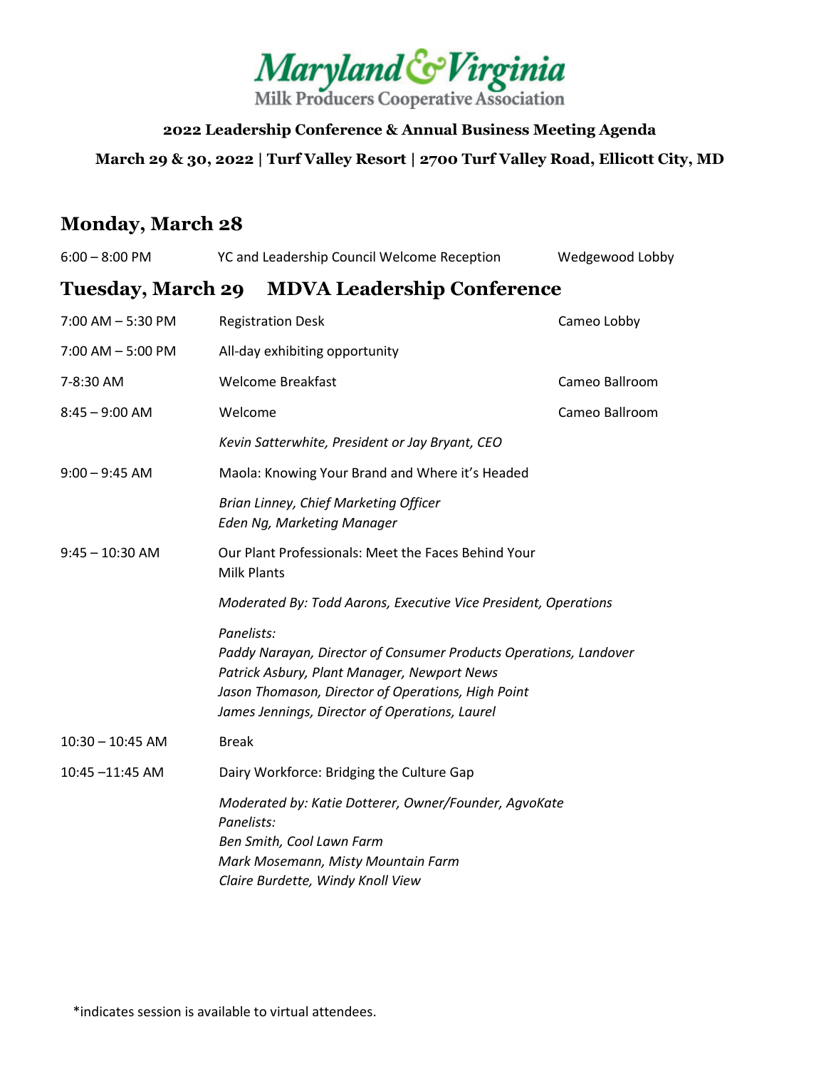# Maryland & Virginia Milk Producers Cooperative Association

**2022 Leadership Conference & Annual Business Meeting Agenda**

**March 29 & 30, 2022 | Turf Valley Resort | 2700 Turf Valley Road, Ellicott City, MD**

## Monday, March 28

| | | |
|---|---|---|
| 6:00 – 8:00 PM | YC and Leadership Council Welcome Reception | Wedgewood Lobby |

## Tuesday, March 29 MDVA Leadership Conference

| | | |
|---|---|---|
| 7:00 AM – 5:30 PM | Registration Desk | Cameo Lobby |
| 7:00 AM – 5:00 PM | All-day exhibiting opportunity | |
| 7-8:30 AM | Welcome Breakfast | Cameo Ballroom |
| 8:45 – 9:00 AM | Welcome<br>*Kevin Satterwhite, President or Jay Bryant, CEO* | Cameo Ballroom |
| 9:00 – 9:45 AM | Maola: Knowing Your Brand and Where it's Headed<br>*Brian Linney, Chief Marketing Officer*<br>*Eden Ng, Marketing Manager* | |
| 9:45 – 10:30 AM | Our Plant Professionals: Meet the Faces Behind Your Milk Plants<br>*Moderated By: Todd Aarons, Executive Vice President, Operations*<br>*Panelists:*<br>*Paddy Narayan, Director of Consumer Products Operations, Landover*<br>*Patrick Asbury, Plant Manager, Newport News*<br>*Jason Thomason, Director of Operations, High Point*<br>*James Jennings, Director of Operations, Laurel* | |
| 10:30 – 10:45 AM | Break | |
| 10:45 –11:45 AM | Dairy Workforce: Bridging the Culture Gap<br>*Moderated by: Katie Dotterer, Owner/Founder, AgvoKate*<br>*Panelists:*<br>*Ben Smith, Cool Lawn Farm*<br>*Mark Mosemann, Misty Mountain Farm*<br>*Claire Burdette, Windy Knoll View* | |

*indicates session is available to virtual attendees.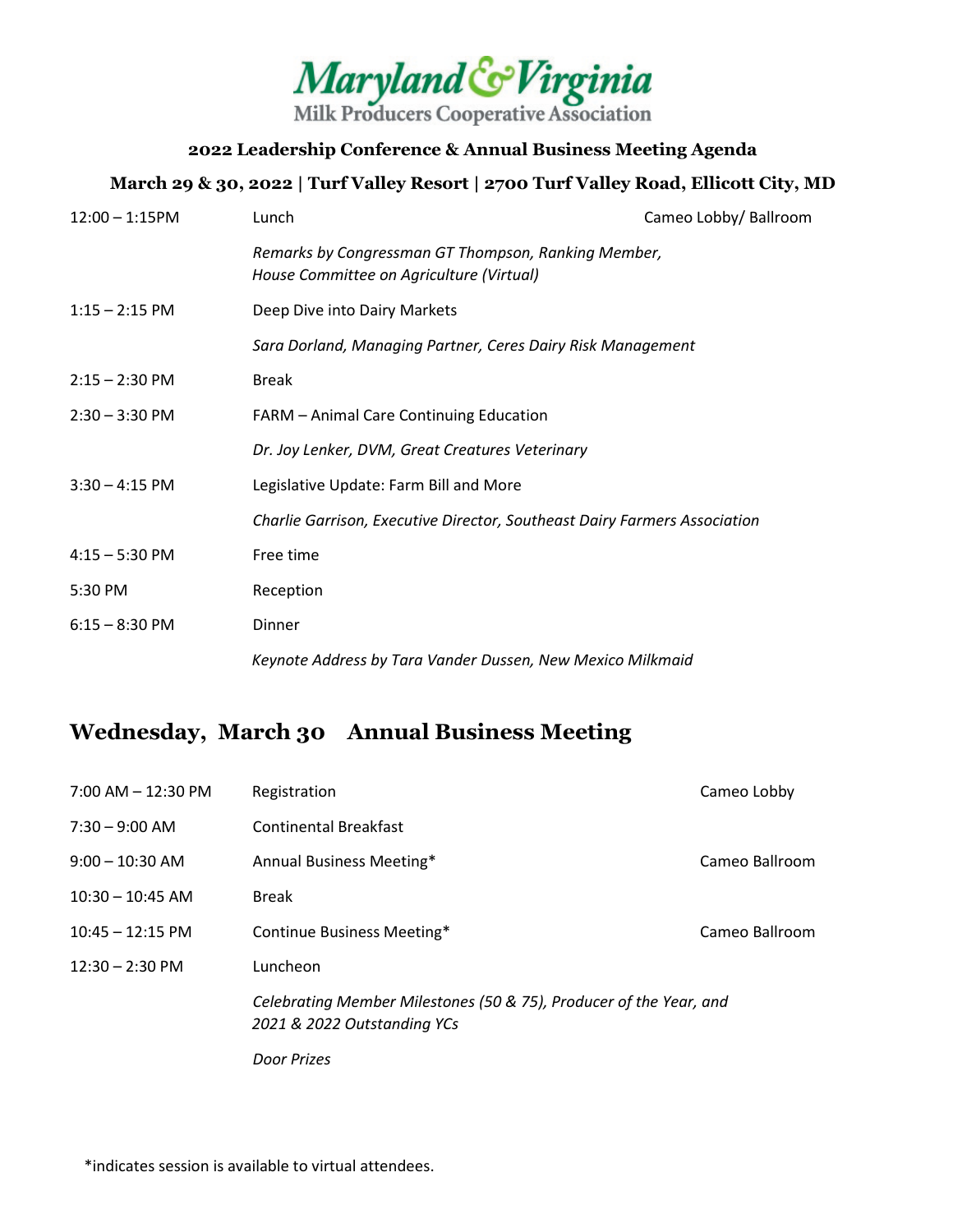# Maryland & Virginia

Milk Producers Cooperative Association

**2022 Leadership Conference & Annual Business Meeting Agenda**

**March 29 & 30, 2022 | Turf Valley Resort | 2700 Turf Valley Road, Ellicott City, MD**

| | | |
|---|---|---|
| 12:00 – 1:15PM | Lunch | Cameo Lobby/ Ballroom |
| | *Remarks by Congressman GT Thompson, Ranking Member, House Committee on Agriculture (Virtual)* | |
| 1:15 – 2:15 PM | Deep Dive into Dairy Markets | |
| | *Sara Dorland, Managing Partner, Ceres Dairy Risk Management* | |
| 2:15 – 2:30 PM | Break | |
| 2:30 – 3:30 PM | FARM – Animal Care Continuing Education | |
| | *Dr. Joy Lenker, DVM, Great Creatures Veterinary* | |
| 3:30 – 4:15 PM | Legislative Update: Farm Bill and More | |
| | *Charlie Garrison, Executive Director, Southeast Dairy Farmers Association* | |
| 4:15 – 5:30 PM | Free time | |
| 5:30 PM | Reception | |
| 6:15 – 8:30 PM | Dinner | |
| | *Keynote Address by Tara Vander Dussen, New Mexico Milkmaid* | |

## Wednesday, March 30 Annual Business Meeting

| | | |
|---|---|---|
| 7:00 AM – 12:30 PM | Registration | Cameo Lobby |
| 7:30 – 9:00 AM | Continental Breakfast | |
| 9:00 – 10:30 AM | Annual Business Meeting* | Cameo Ballroom |
| 10:30 – 10:45 AM | Break | |
| 10:45 – 12:15 PM | Continue Business Meeting* | Cameo Ballroom |
| 12:30 – 2:30 PM | Luncheon | |
| | *Celebrating Member Milestones (50 & 75), Producer of the Year, and 2021 & 2022 Outstanding YCs* | |
| | *Door Prizes* | |

*indicates session is available to virtual attendees.